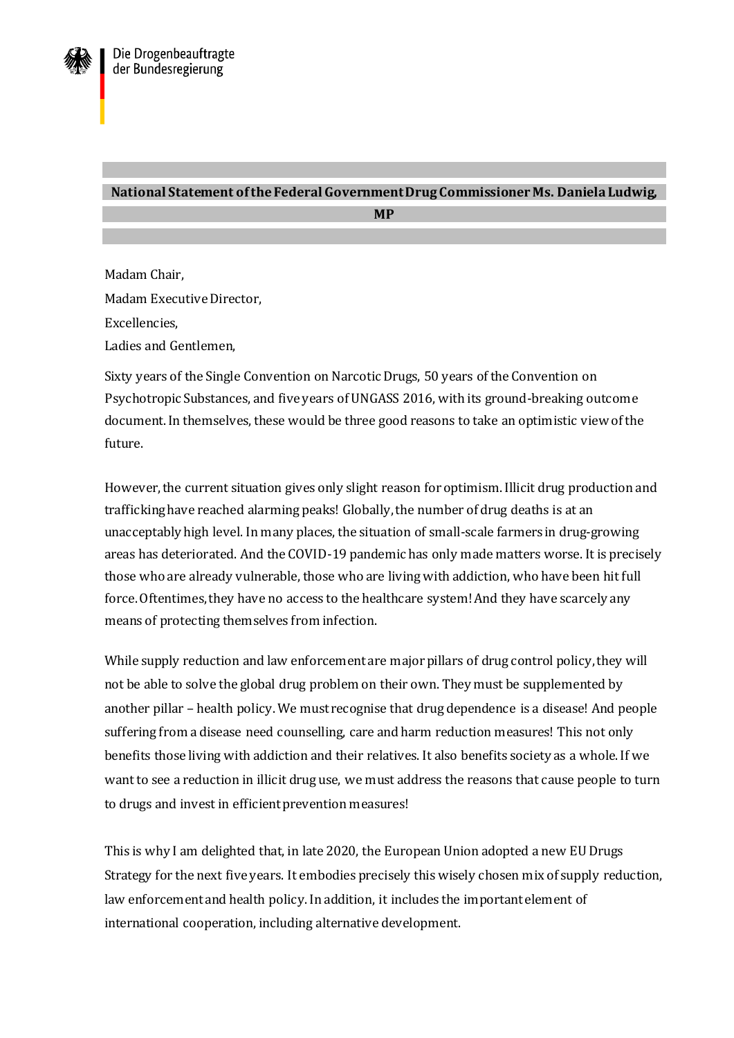Die Drogenbeauftragte
der Bundesregierung

**National Statement of the Federal Government Drug Commissioner Ms. Daniela Ludwig, MP**

Madam Chair,

Madam Executive Director,

Excellencies,

Ladies and Gentlemen,

Sixty years of the Single Convention on Narcotic Drugs, 50 years of the Convention on Psychotropic Substances, and five years of UNGASS 2016, with its ground-breaking outcome document. In themselves, these would be three good reasons to take an optimistic view of the future.

However, the current situation gives only slight reason for optimism. Illicit drug production and trafficking have reached alarming peaks! Globally, the number of drug deaths is at an unacceptably high level. In many places, the situation of small-scale farmers in drug-growing areas has deteriorated. And the COVID-19 pandemic has only made matters worse. It is precisely those who are already vulnerable, those who are living with addiction, who have been hit full force. Oftentimes, they have no access to the healthcare system! And they have scarcely any means of protecting themselves from infection.

While supply reduction and law enforcement are major pillars of drug control policy, they will not be able to solve the global drug problem on their own. They must be supplemented by another pillar – health policy. We must recognise that drug dependence is a disease! And people suffering from a disease need counselling, care and harm reduction measures! This not only benefits those living with addiction and their relatives. It also benefits society as a whole. If we want to see a reduction in illicit drug use, we must address the reasons that cause people to turn to drugs and invest in efficient prevention measures!

This is why I am delighted that, in late 2020, the European Union adopted a new EU Drugs Strategy for the next five years. It embodies precisely this wisely chosen mix of supply reduction, law enforcement and health policy. In addition, it includes the important element of international cooperation, including alternative development.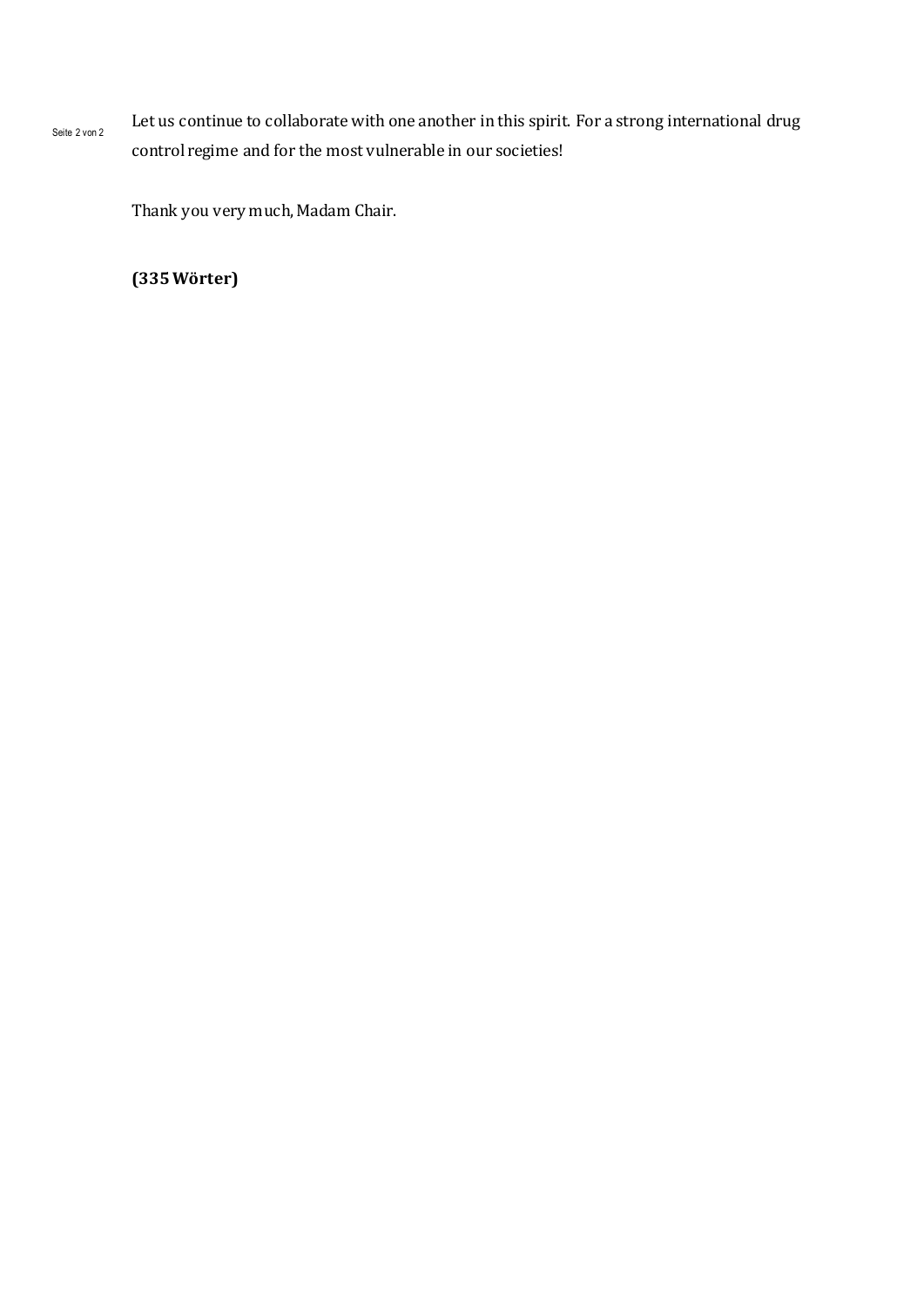Let us continue to collaborate with one another in this spirit. For a strong international drug control regime and for the most vulnerable in our societies!

Thank you very much, Madam Chair.

**(335 Wörter)**